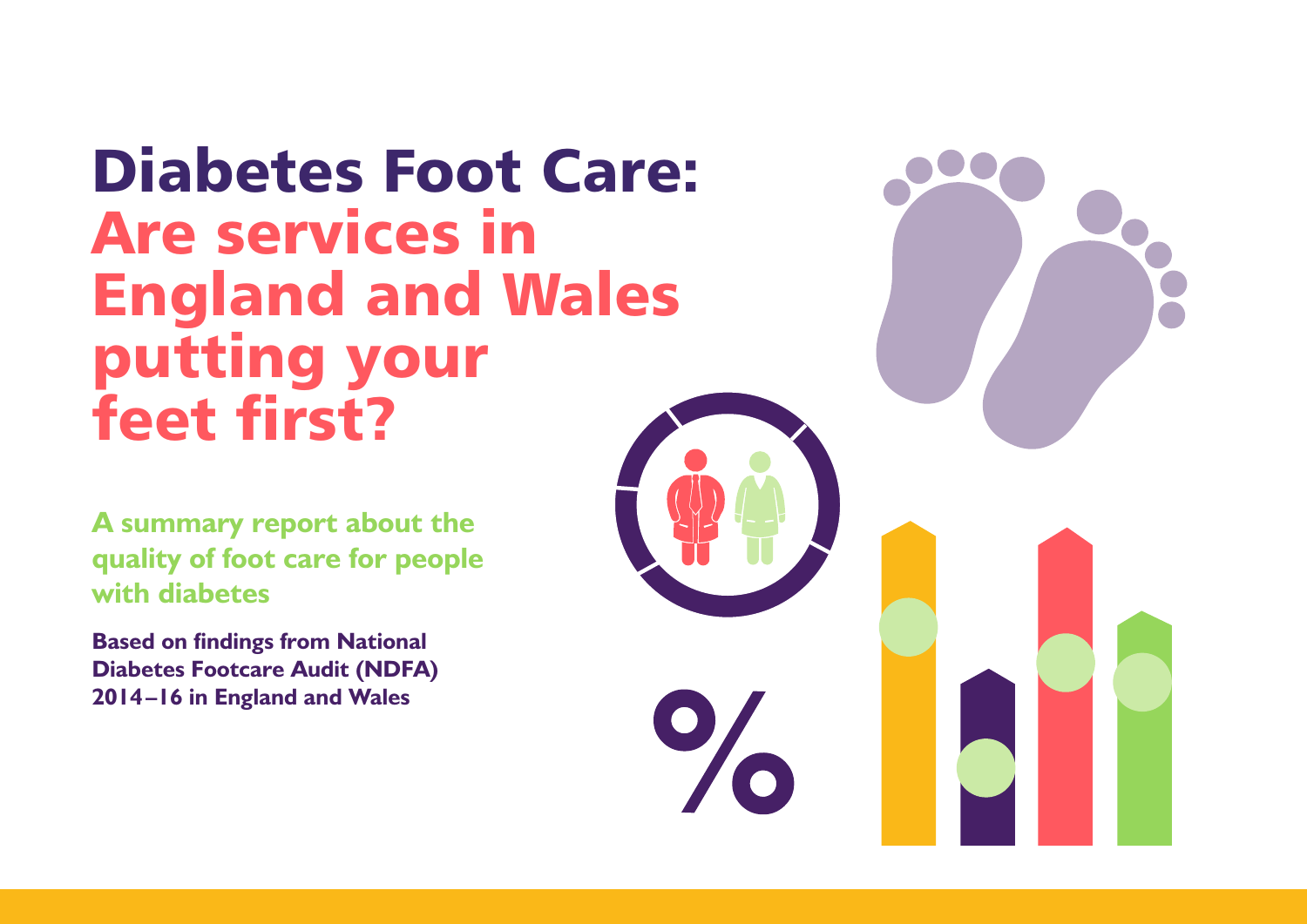# Diabetes Foot Care: Are services in England and Wales putting your feet first?

**A summary report about the quality of foot care for people with diabetes**

**Based on findings from National Diabetes Footcare Audit (NDFA) 2014–16 in England and Wales**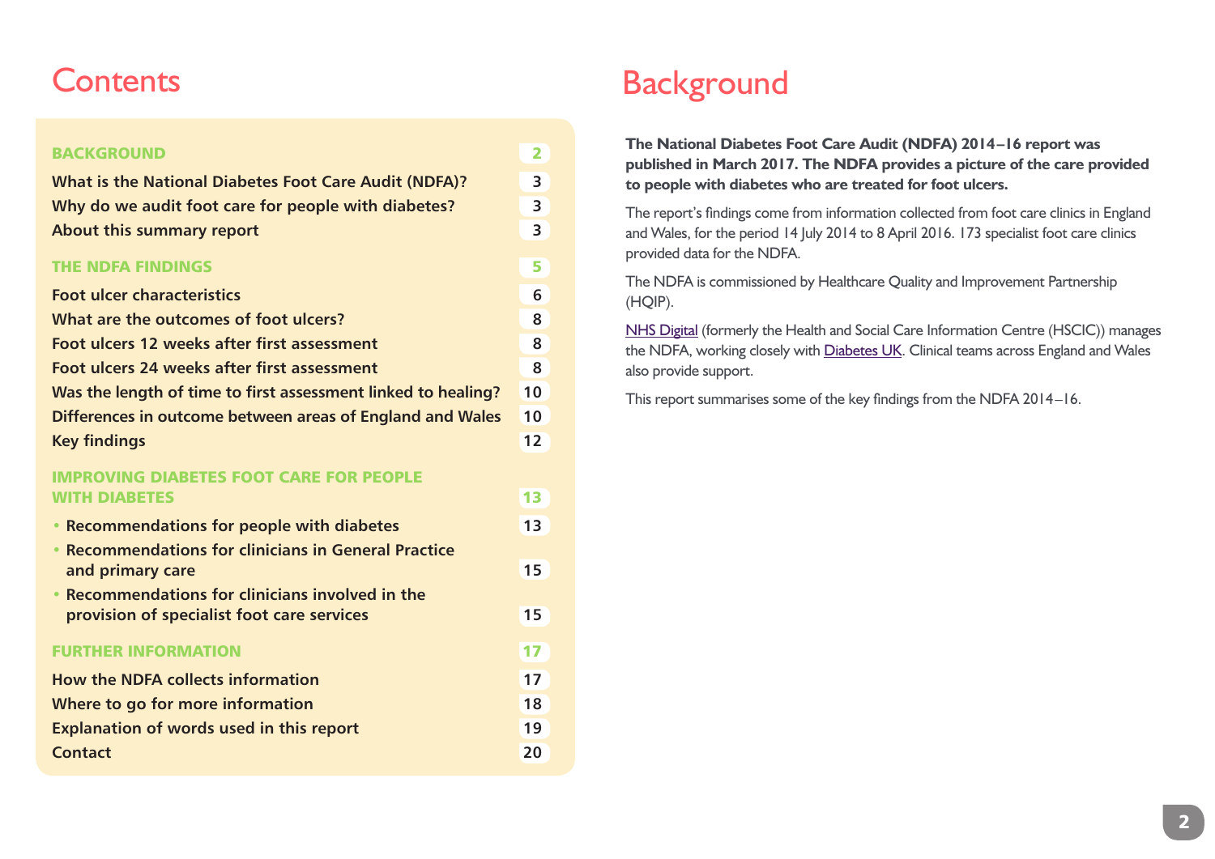# Contents

| | |
|---|---|
| **BACKGROUND** | **2** |
| What is the National Diabetes Foot Care Audit (NDFA)? | 3 |
| Why do we audit foot care for people with diabetes? | 3 |
| About this summary report | 3 |
| **THE NDFA FINDINGS** | **5** |
| Foot ulcer characteristics | 6 |
| What are the outcomes of foot ulcers? | 8 |
| Foot ulcers 12 weeks after first assessment | 8 |
| Foot ulcers 24 weeks after first assessment | 8 |
| Was the length of time to first assessment linked to healing? | 10 |
| Differences in outcome between areas of England and Wales | 10 |
| Key findings | 12 |
| **IMPROVING DIABETES FOOT CARE FOR PEOPLE WITH DIABETES** | **13** |
| • Recommendations for people with diabetes | 13 |
| • Recommendations for clinicians in General Practice and primary care | 15 |
| • Recommendations for clinicians involved in the provision of specialist foot care services | 15 |
| **FURTHER INFORMATION** | **17** |
| How the NDFA collects information | 17 |
| Where to go for more information | 18 |
| Explanation of words used in this report | 19 |
| Contact | 20 |

# Background

**The National Diabetes Foot Care Audit (NDFA) 2014–16 report was published in March 2017. The NDFA provides a picture of the care provided to people with diabetes who are treated for foot ulcers.**

The report's findings come from information collected from foot care clinics in England and Wales, for the period 14 July 2014 to 8 April 2016. 173 specialist foot care clinics provided data for the NDFA.

The NDFA is commissioned by Healthcare Quality and Improvement Partnership (HQIP).

NHS Digital (formerly the Health and Social Care Information Centre (HSCIC)) manages the NDFA, working closely with Diabetes UK. Clinical teams across England and Wales also provide support.

This report summarises some of the key findings from the NDFA 2014–16.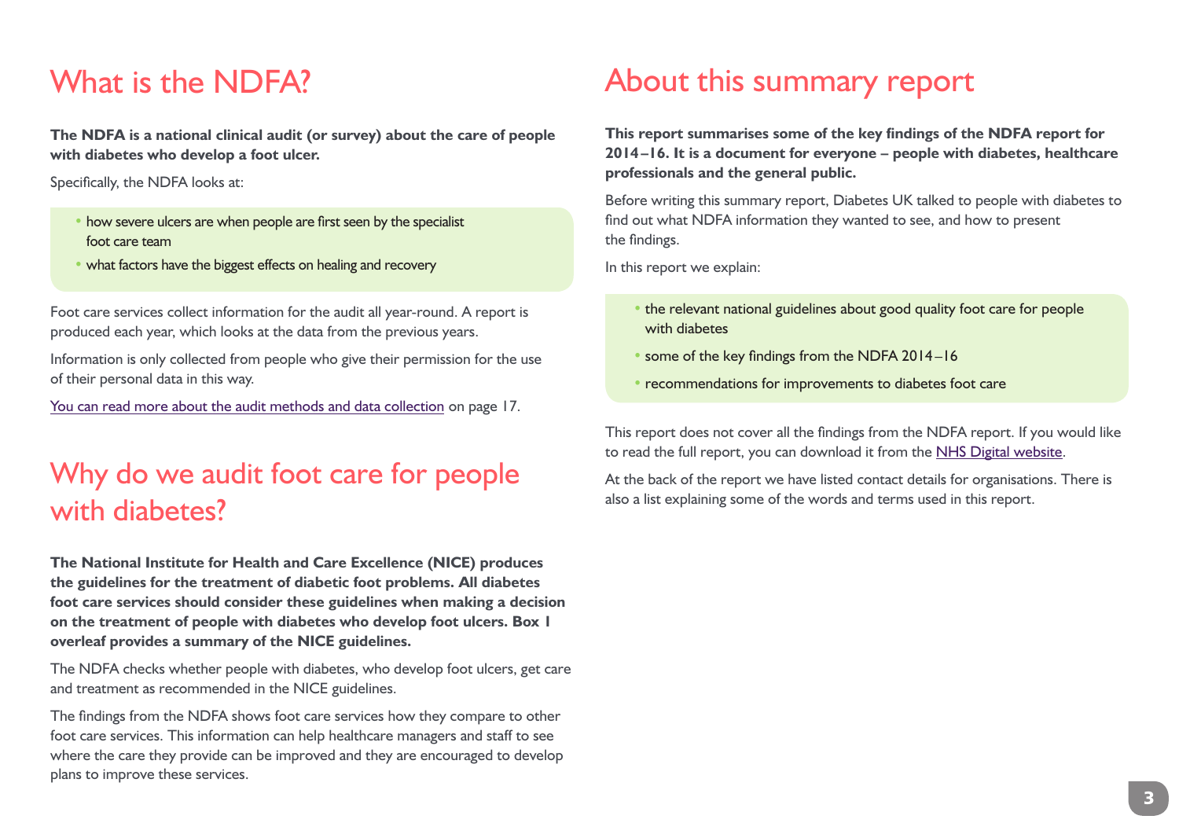# What is the NDFA?

**The NDFA is a national clinical audit (or survey) about the care of people with diabetes who develop a foot ulcer.**

Specifically, the NDFA looks at:

- how severe ulcers are when people are first seen by the specialist foot care team
- what factors have the biggest effects on healing and recovery

Foot care services collect information for the audit all year-round. A report is produced each year, which looks at the data from the previous years.

Information is only collected from people who give their permission for the use of their personal data in this way.

You can read more about the audit methods and data collection on page 17.

# Why do we audit foot care for people with diabetes?

**The National Institute for Health and Care Excellence (NICE) produces the guidelines for the treatment of diabetic foot problems. All diabetes foot care services should consider these guidelines when making a decision on the treatment of people with diabetes who develop foot ulcers. Box 1 overleaf provides a summary of the NICE guidelines.**

The NDFA checks whether people with diabetes, who develop foot ulcers, get care and treatment as recommended in the NICE guidelines.

The findings from the NDFA shows foot care services how they compare to other foot care services. This information can help healthcare managers and staff to see where the care they provide can be improved and they are encouraged to develop plans to improve these services.

# About this summary report

**This report summarises some of the key findings of the NDFA report for 2014–16. It is a document for everyone – people with diabetes, healthcare professionals and the general public.**

Before writing this summary report, Diabetes UK talked to people with diabetes to find out what NDFA information they wanted to see, and how to present the findings.

In this report we explain:

- the relevant national guidelines about good quality foot care for people with diabetes
- some of the key findings from the NDFA 2014–16
- recommendations for improvements to diabetes foot care

This report does not cover all the findings from the NDFA report. If you would like to read the full report, you can download it from the NHS Digital website.

At the back of the report we have listed contact details for organisations. There is also a list explaining some of the words and terms used in this report.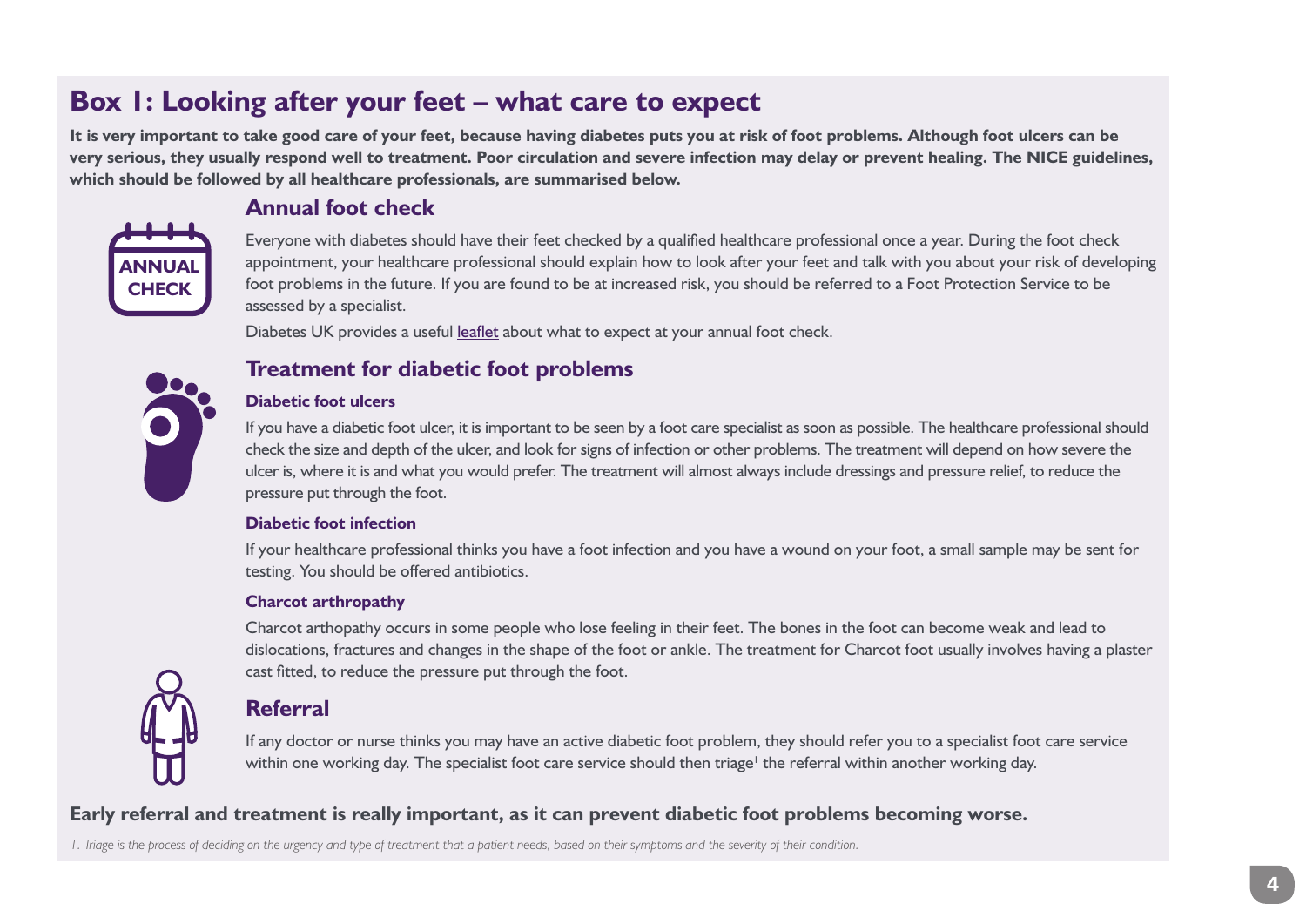# Box 1: Looking after your feet – what care to expect

**It is very important to take good care of your feet, because having diabetes puts you at risk of foot problems. Although foot ulcers can be very serious, they usually respond well to treatment. Poor circulation and severe infection may delay or prevent healing. The NICE guidelines, which should be followed by all healthcare professionals, are summarised below.**

## Annual foot check

Everyone with diabetes should have their feet checked by a qualified healthcare professional once a year. During the foot check appointment, your healthcare professional should explain how to look after your feet and talk with you about your risk of developing foot problems in the future. If you are found to be at increased risk, you should be referred to a Foot Protection Service to be assessed by a specialist.

Diabetes UK provides a useful leaflet about what to expect at your annual foot check.

## Treatment for diabetic foot problems

### Diabetic foot ulcers

If you have a diabetic foot ulcer, it is important to be seen by a foot care specialist as soon as possible. The healthcare professional should check the size and depth of the ulcer, and look for signs of infection or other problems. The treatment will depend on how severe the ulcer is, where it is and what you would prefer. The treatment will almost always include dressings and pressure relief, to reduce the pressure put through the foot.

### Diabetic foot infection

If your healthcare professional thinks you have a foot infection and you have a wound on your foot, a small sample may be sent for testing. You should be offered antibiotics.

### Charcot arthropathy

Charcot arthropathy occurs in some people who lose feeling in their feet. The bones in the foot can become weak and lead to dislocations, fractures and changes in the shape of the foot or ankle. The treatment for Charcot foot usually involves having a plaster cast fitted, to reduce the pressure put through the foot.

## Referral

If any doctor or nurse thinks you may have an active diabetic foot problem, they should refer you to a specialist foot care service within one working day. The specialist foot care service should then triage[1] the referral within another working day.

**Early referral and treatment is really important, as it can prevent diabetic foot problems becoming worse.**

*1. Triage is the process of deciding on the urgency and type of treatment that a patient needs, based on their symptoms and the severity of their condition.*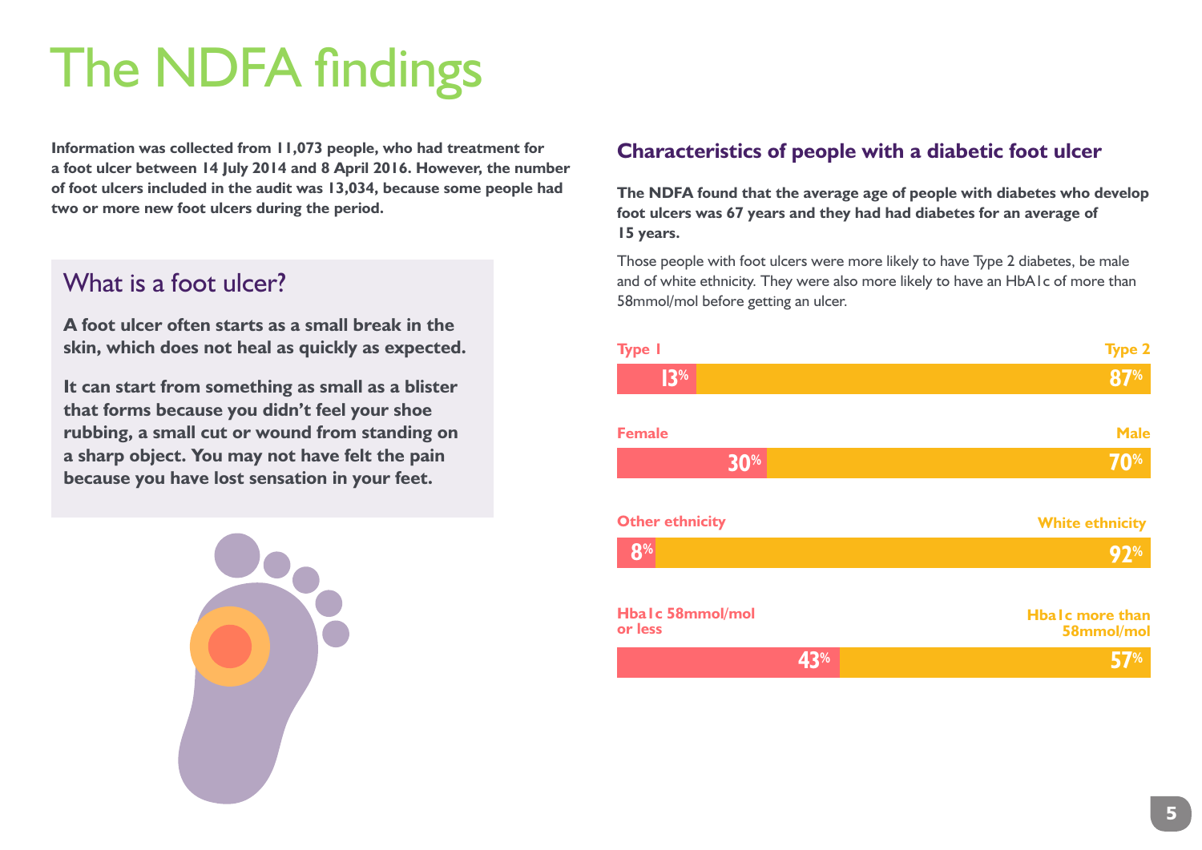# The NDFA findings

**Information was collected from 11,073 people, who had treatment for a foot ulcer between 14 July 2014 and 8 April 2016. However, the number of foot ulcers included in the audit was 13,034, because some people had two or more new foot ulcers during the period.**

## What is a foot ulcer?

**A foot ulcer often starts as a small break in the skin, which does not heal as quickly as expected.**

**It can start from something as small as a blister that forms because you didn't feel your shoe rubbing, a small cut or wound from standing on a sharp object. You may not have felt the pain because you have lost sensation in your feet.**

## Characteristics of people with a diabetic foot ulcer

**The NDFA found that the average age of people with diabetes who develop foot ulcers was 67 years and they had had diabetes for an average of 15 years.**

Those people with foot ulcers were more likely to have Type 2 diabetes, be male and of white ethnicity. They were also more likely to have an HbA1c of more than 58mmol/mol before getting an ulcer.

| Characteristic | | Characteristic | |
|---|---|---|---|
| Type 1 | 13% | Type 2 | 87% |
| Female | 30% | Male | 70% |
| Other ethnicity | 8% | White ethnicity | 92% |
| Hba1c 58mmol/mol or less | 43% | Hba1c more than 58mmol/mol | 57% |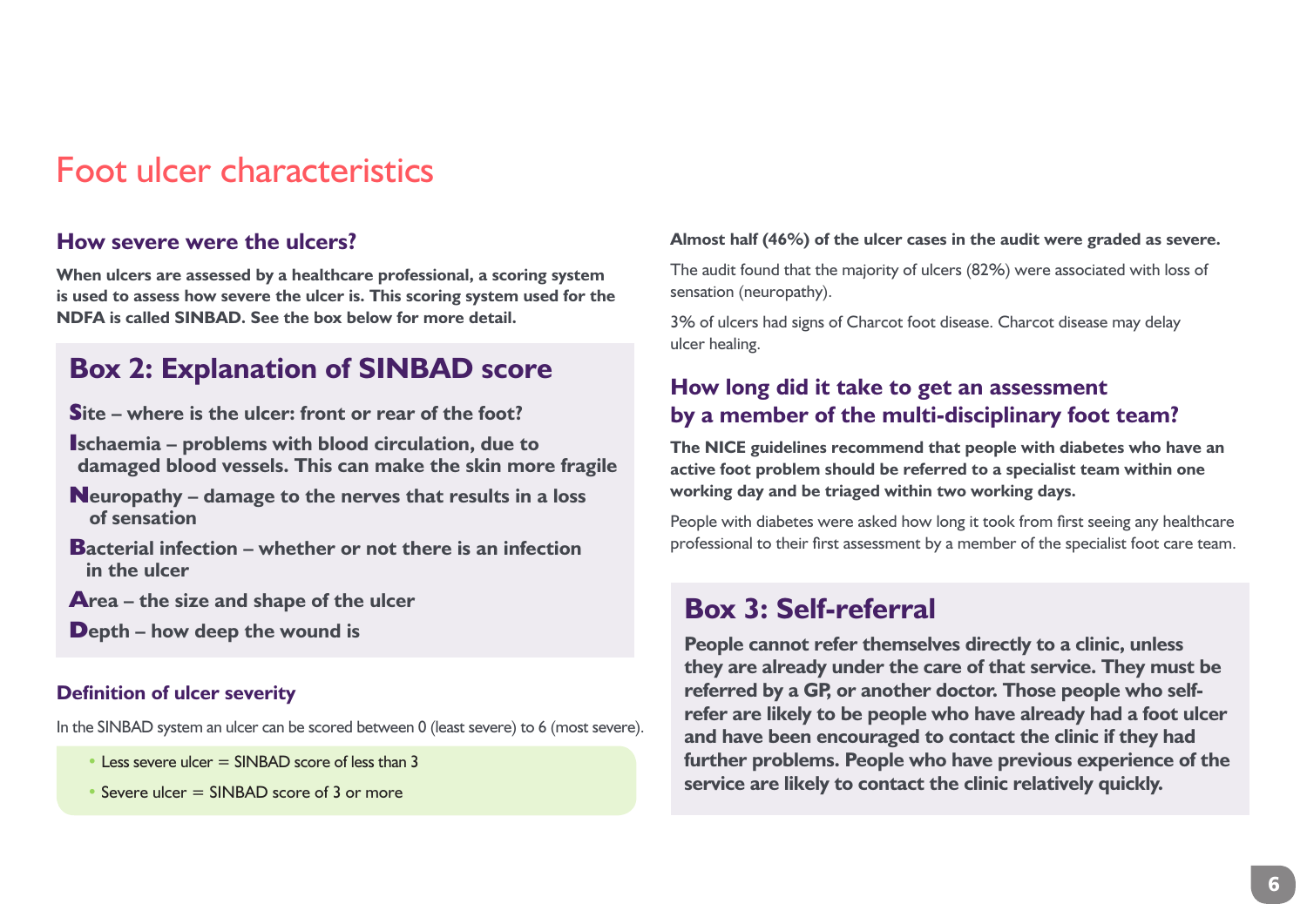# Foot ulcer characteristics

## How severe were the ulcers?

**When ulcers are assessed by a healthcare professional, a scoring system is used to assess how severe the ulcer is. This scoring system used for the NDFA is called SINBAD. See the box below for more detail.**

### Box 2: Explanation of SINBAD score

**Site – where is the ulcer: front or rear of the foot?**

**Ischaemia – problems with blood circulation, due to damaged blood vessels. This can make the skin more fragile**

**Neuropathy – damage to the nerves that results in a loss of sensation**

**Bacterial infection – whether or not there is an infection in the ulcer**

**Area – the size and shape of the ulcer**

**Depth – how deep the wound is**

### Definition of ulcer severity

In the SINBAD system an ulcer can be scored between 0 (least severe) to 6 (most severe).

- Less severe ulcer = SINBAD score of less than 3
- Severe ulcer = SINBAD score of 3 or more

**Almost half (46%) of the ulcer cases in the audit were graded as severe.**

The audit found that the majority of ulcers (82%) were associated with loss of sensation (neuropathy).

3% of ulcers had signs of Charcot foot disease. Charcot disease may delay ulcer healing.

## How long did it take to get an assessment by a member of the multi-disciplinary foot team?

**The NICE guidelines recommend that people with diabetes who have an active foot problem should be referred to a specialist team within one working day and be triaged within two working days.**

People with diabetes were asked how long it took from first seeing any healthcare professional to their first assessment by a member of the specialist foot care team.

### Box 3: Self-referral

**People cannot refer themselves directly to a clinic, unless they are already under the care of that service. They must be referred by a GP, or another doctor. Those people who self-refer are likely to be people who have already had a foot ulcer and have been encouraged to contact the clinic if they had further problems. People who have previous experience of the service are likely to contact the clinic relatively quickly.**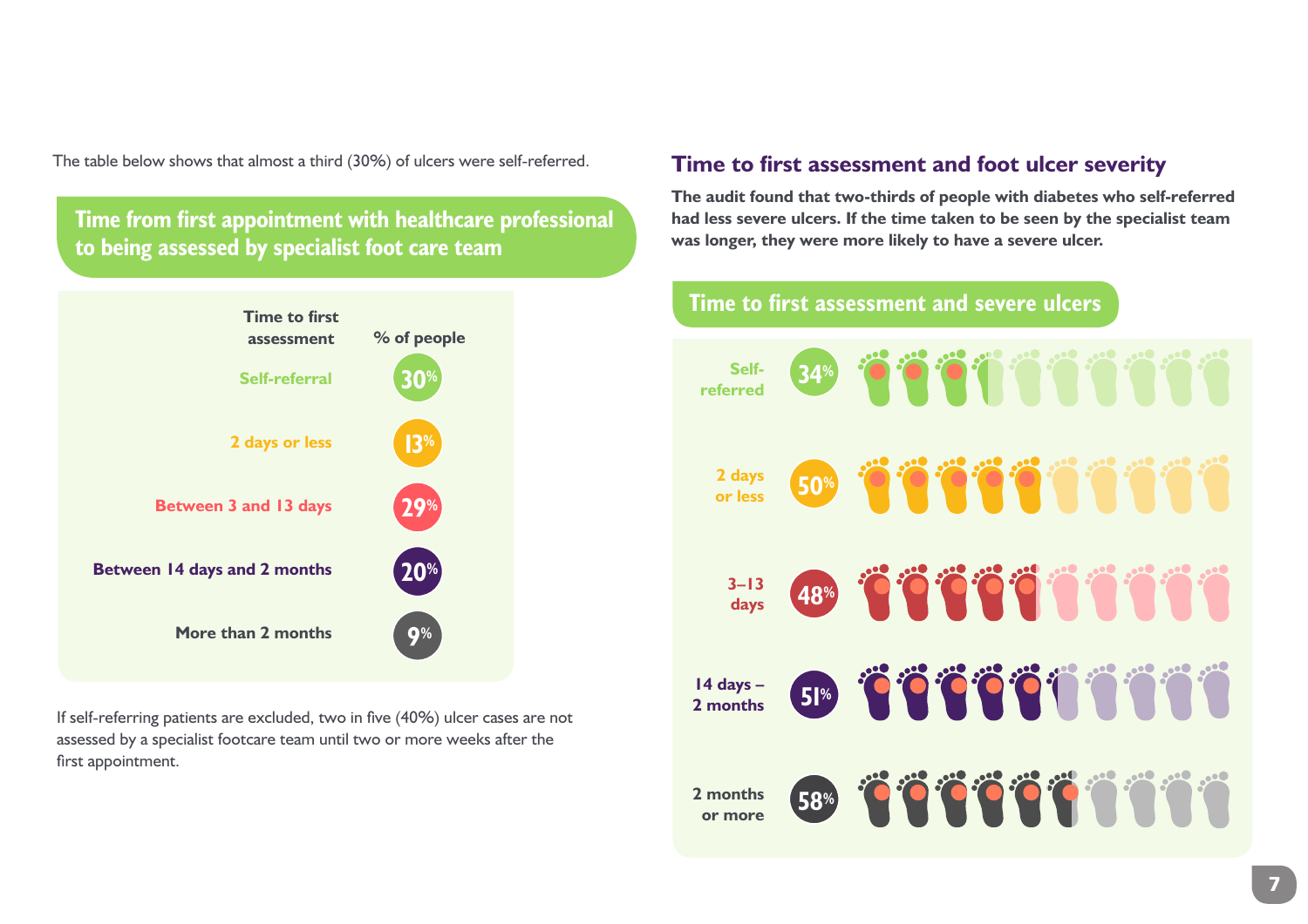The table below shows that almost a third (30%) of ulcers were self-referred.

## Time from first appointment with healthcare professional to being assessed by specialist foot care team

| Time to first assessment | % of people |
|---|---|
| Self-referral | 30% |
| 2 days or less | 13% |
| Between 3 and 13 days | 29% |
| Between 14 days and 2 months | 20% |
| More than 2 months | 9% |

If self-referring patients are excluded, two in five (40%) ulcer cases are not assessed by a specialist footcare team until two or more weeks after the first appointment.

## Time to first assessment and foot ulcer severity

**The audit found that two-thirds of people with diabetes who self-referred had less severe ulcers. If the time taken to be seen by the specialist team was longer, they were more likely to have a severe ulcer.**

### Time to first assessment and severe ulcers

| Time to first assessment | Severe ulcers |
|---|---|
| Self-referred | 34% |
| 2 days or less | 50% |
| 3–13 days | 48% |
| 14 days – 2 months | 51% |
| 2 months or more | 58% |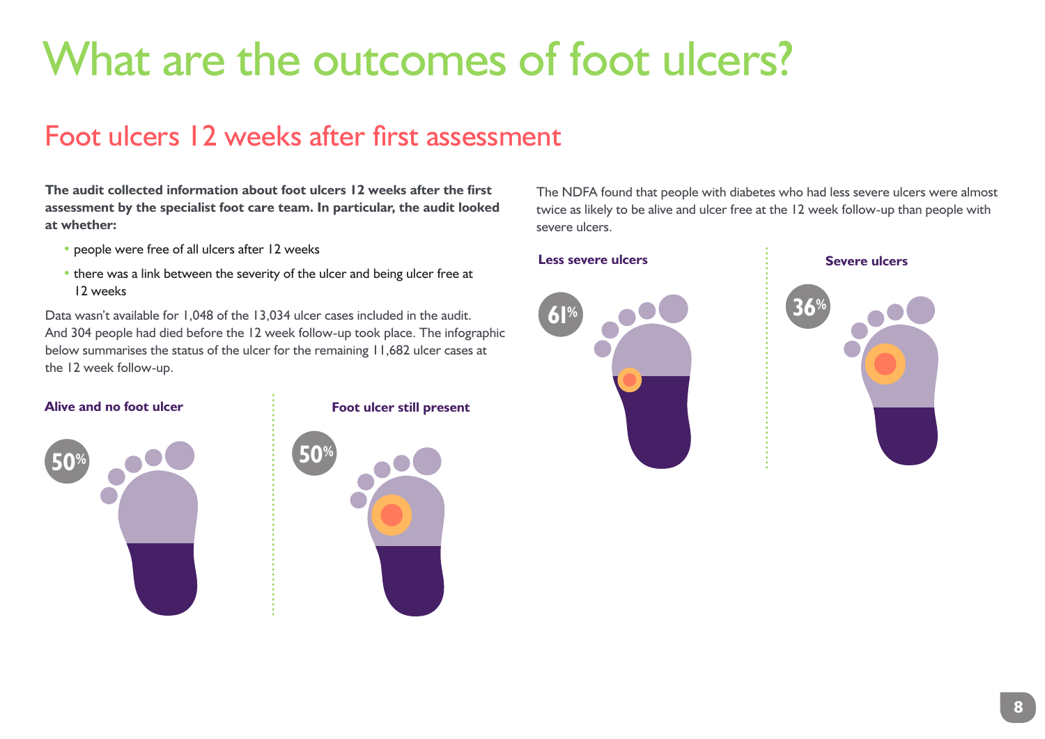# What are the outcomes of foot ulcers?

## Foot ulcers 12 weeks after first assessment

**The audit collected information about foot ulcers 12 weeks after the first assessment by the specialist foot care team. In particular, the audit looked at whether:**

- people were free of all ulcers after 12 weeks
- there was a link between the severity of the ulcer and being ulcer free at 12 weeks

Data wasn't available for 1,048 of the 13,034 ulcer cases included in the audit. And 304 people had died before the 12 week follow-up took place. The infographic below summarises the status of the ulcer for the remaining 11,682 ulcer cases at the 12 week follow-up.

**Alive and no foot ulcer**

50%

**Foot ulcer still present**

50%

The NDFA found that people with diabetes who had less severe ulcers were almost twice as likely to be alive and ulcer free at the 12 week follow-up than people with severe ulcers.

**Less severe ulcers**

61%

**Severe ulcers**

36%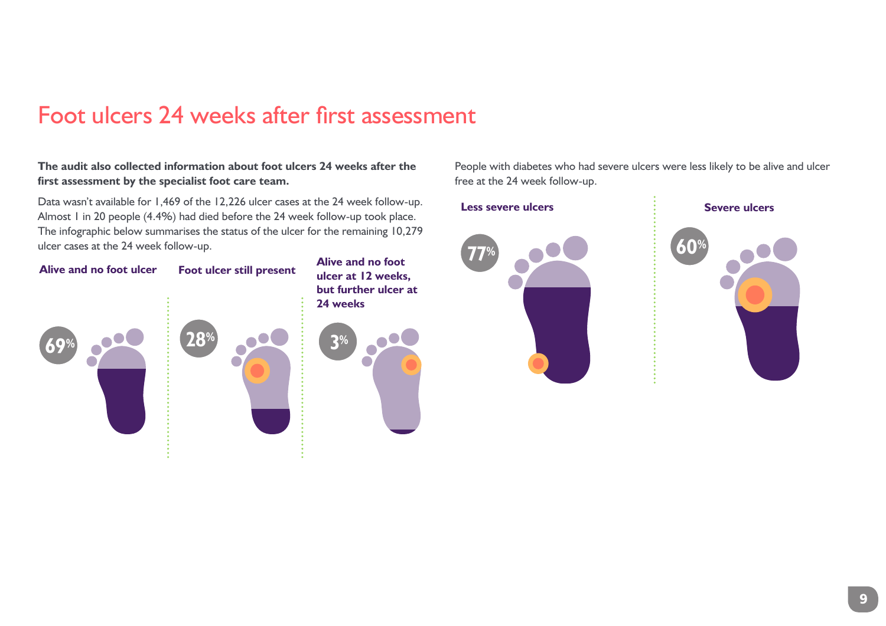# Foot ulcers 24 weeks after first assessment

**The audit also collected information about foot ulcers 24 weeks after the first assessment by the specialist foot care team.**

Data wasn't available for 1,469 of the 12,226 ulcer cases at the 24 week follow-up. Almost 1 in 20 people (4.4%) had died before the 24 week follow-up took place. The infographic below summarises the status of the ulcer for the remaining 10,279 ulcer cases at the 24 week follow-up.

**Alive and no foot ulcer**

69%

**Foot ulcer still present**

28%

**Alive and no foot ulcer at 12 weeks, but further ulcer at 24 weeks**

3%

People with diabetes who had severe ulcers were less likely to be alive and ulcer free at the 24 week follow-up.

**Less severe ulcers**

77%

**Severe ulcers**

60%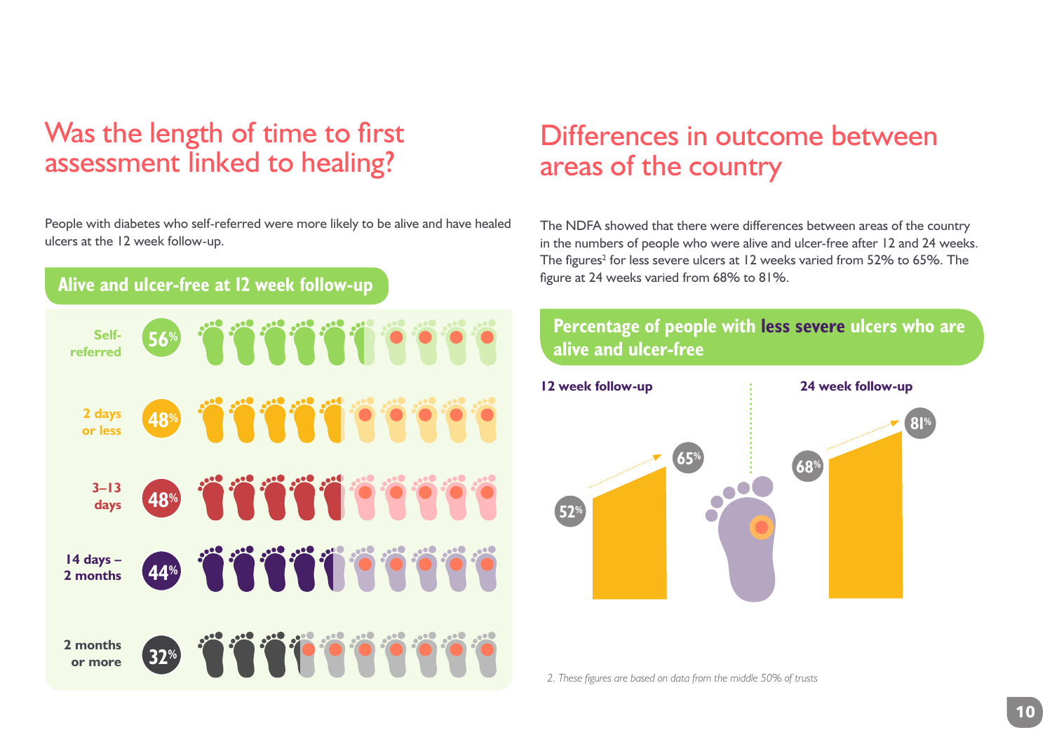## Was the length of time to first assessment linked to healing?

People with diabetes who self-referred were more likely to be alive and have healed ulcers at the 12 week follow-up.

**Alive and ulcer-free at 12 week follow-up**

| Time to first assessment | Alive and ulcer-free |
|---|---|
| Self-referred | 56% |
| 2 days or less | 48% |
| 3–13 days | 48% |
| 14 days – 2 months | 44% |
| 2 months or more | 32% |

## Differences in outcome between areas of the country

The NDFA showed that there were differences between areas of the country in the numbers of people who were alive and ulcer-free after 12 and 24 weeks. The figures[2] for less severe ulcers at 12 weeks varied from 52% to 65%. The figure at 24 weeks varied from 68% to 81%.

**Percentage of people with less severe ulcers who are alive and ulcer-free**

| | Low | High |
|---|---|---|
| 12 week follow-up | 52% | 65% |
| 24 week follow-up | 68% | 81% |

*2. These figures are based on data from the middle 50% of trusts*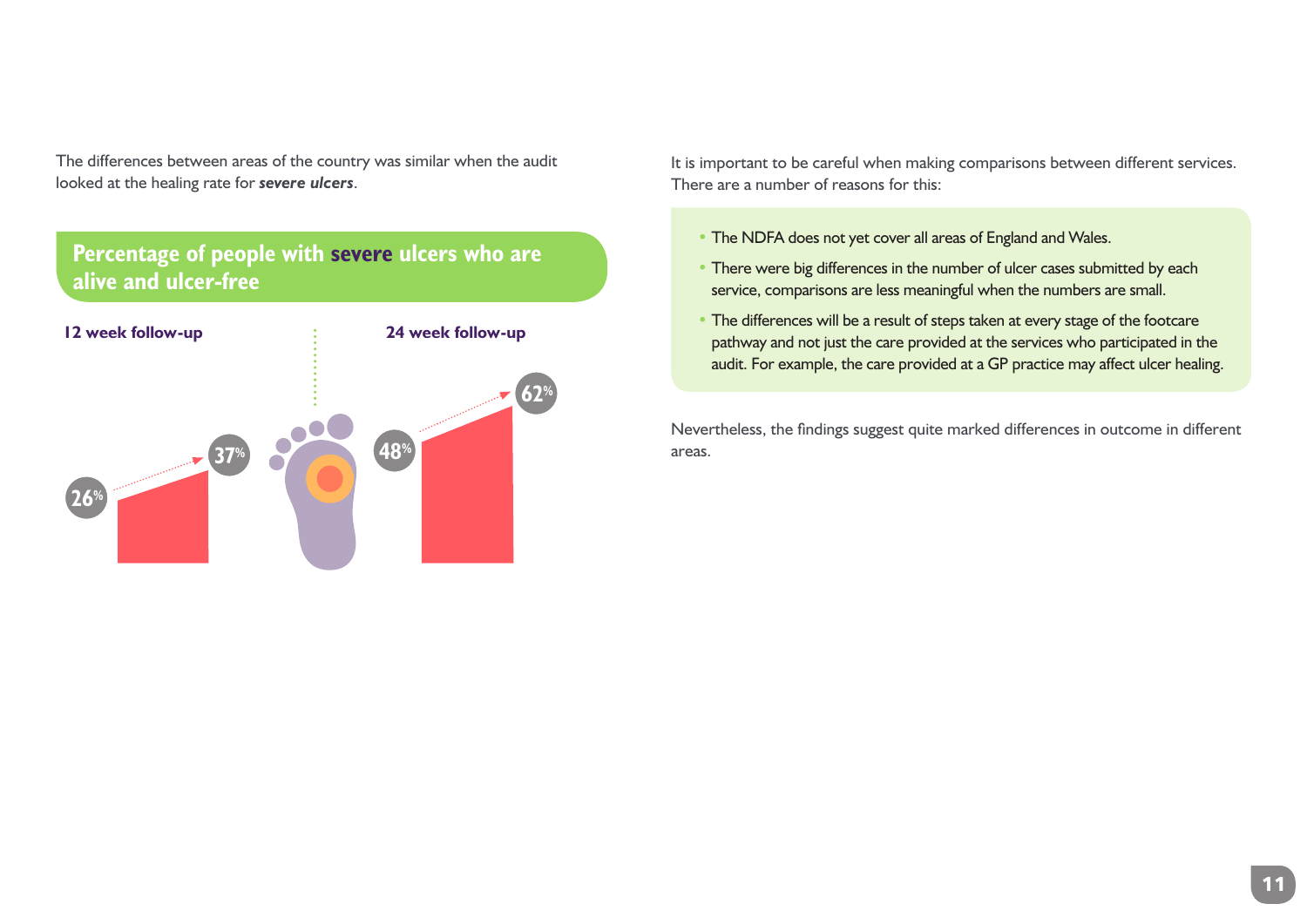The differences between areas of the country was similar when the audit looked at the healing rate for ***severe ulcers***.

## Percentage of people with severe ulcers who are alive and ulcer-free

**12 week follow-up**

26% → 37%

**24 week follow-up**

48% → 62%

It is important to be careful when making comparisons between different services. There are a number of reasons for this:

- The NDFA does not yet cover all areas of England and Wales.
- There were big differences in the number of ulcer cases submitted by each service, comparisons are less meaningful when the numbers are small.
- The differences will be a result of steps taken at every stage of the footcare pathway and not just the care provided at the services who participated in the audit. For example, the care provided at a GP practice may affect ulcer healing.

Nevertheless, the findings suggest quite marked differences in outcome in different areas.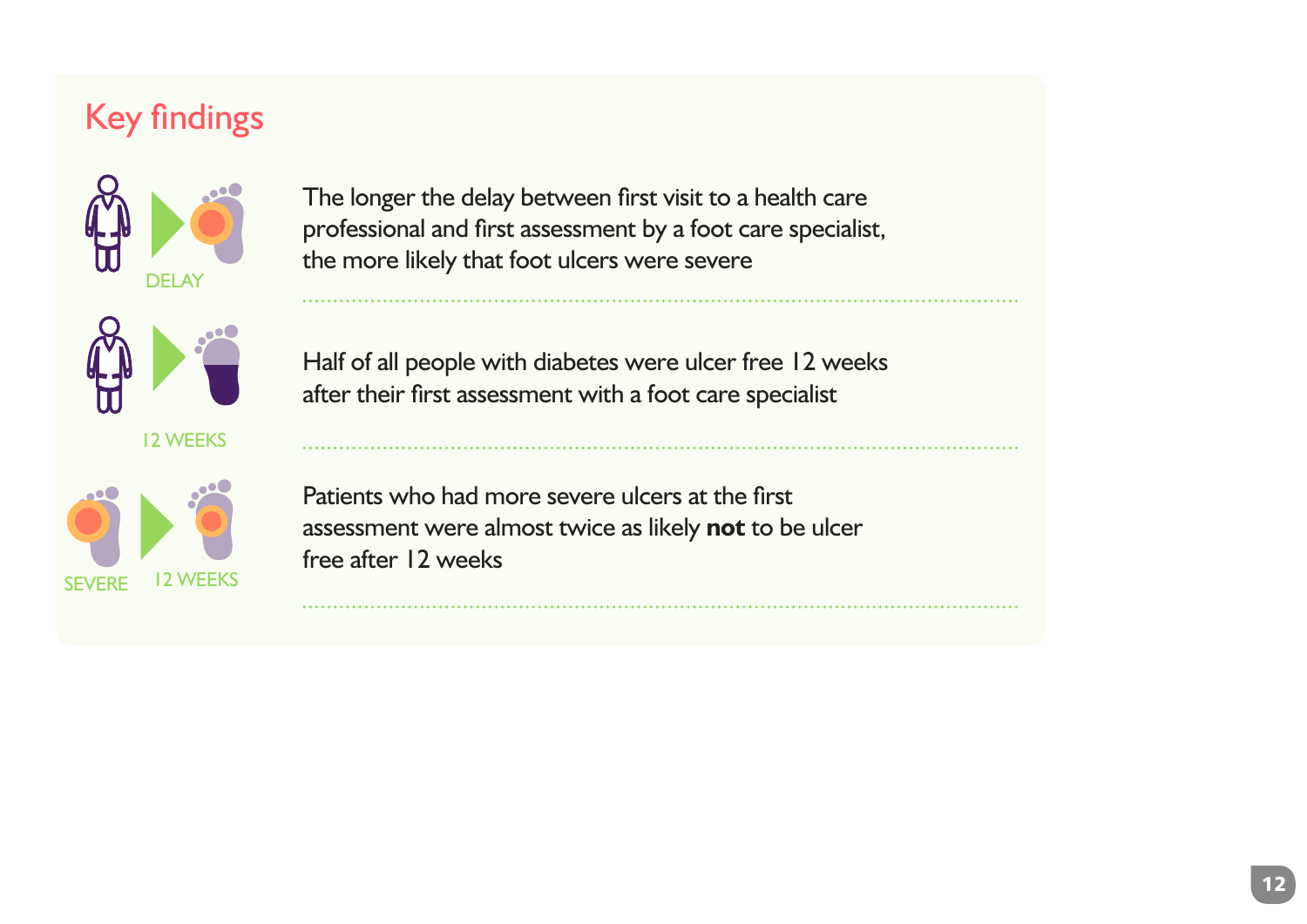## Key findings

DELAY

The longer the delay between first visit to a health care professional and first assessment by a foot care specialist, the more likely that foot ulcers were severe

12 WEEKS

Half of all people with diabetes were ulcer free 12 weeks after their first assessment with a foot care specialist

SEVERE 12 WEEKS

Patients who had more severe ulcers at the first assessment were almost twice as likely **not** to be ulcer free after 12 weeks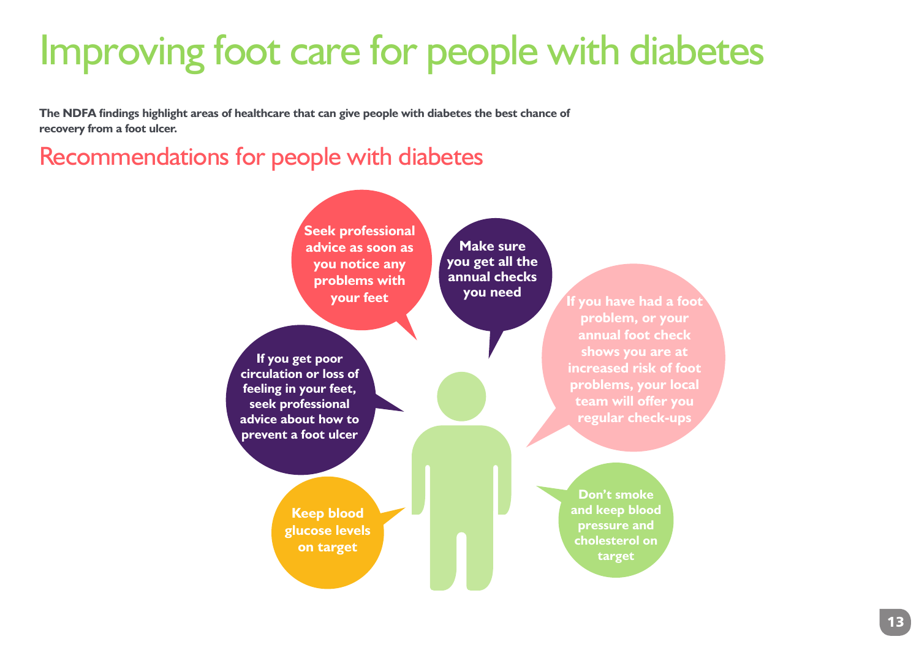# Improving foot care for people with diabetes

**The NDFA findings highlight areas of healthcare that can give people with diabetes the best chance of recovery from a foot ulcer.**

## Recommendations for people with diabetes

- Seek professional advice as soon as you notice any problems with your feet
- Make sure you get all the annual checks you need
- If you have had a foot problem, or your annual foot check shows you are at increased risk of foot problems, your local team will offer you regular check-ups
- If you get poor circulation or loss of feeling in your feet, seek professional advice about how to prevent a foot ulcer
- Keep blood glucose levels on target
- Don't smoke and keep blood pressure and cholesterol on target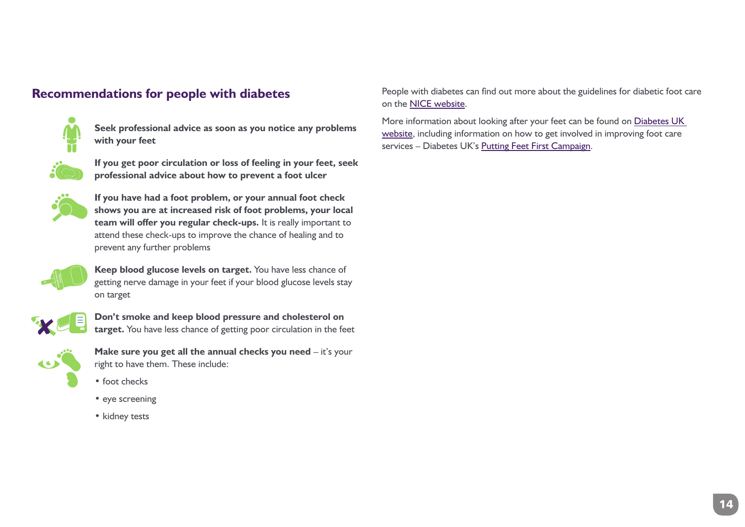## Recommendations for people with diabetes

**Seek professional advice as soon as you notice any problems with your feet**

**If you get poor circulation or loss of feeling in your feet, seek professional advice about how to prevent a foot ulcer**

**If you have had a foot problem, or your annual foot check shows you are at increased risk of foot problems, your local team will offer you regular check-ups.** It is really important to attend these check-ups to improve the chance of healing and to prevent any further problems

**Keep blood glucose levels on target.** You have less chance of getting nerve damage in your feet if your blood glucose levels stay on target

**Don't smoke and keep blood pressure and cholesterol on target.** You have less chance of getting poor circulation in the feet

**Make sure you get all the annual checks you need** – it's your right to have them. These include:

- foot checks
- eye screening
- kidney tests

People with diabetes can find out more about the guidelines for diabetic foot care on the NICE website.

More information about looking after your feet can be found on Diabetes UK website, including information on how to get involved in improving foot care services – Diabetes UK's Putting Feet First Campaign.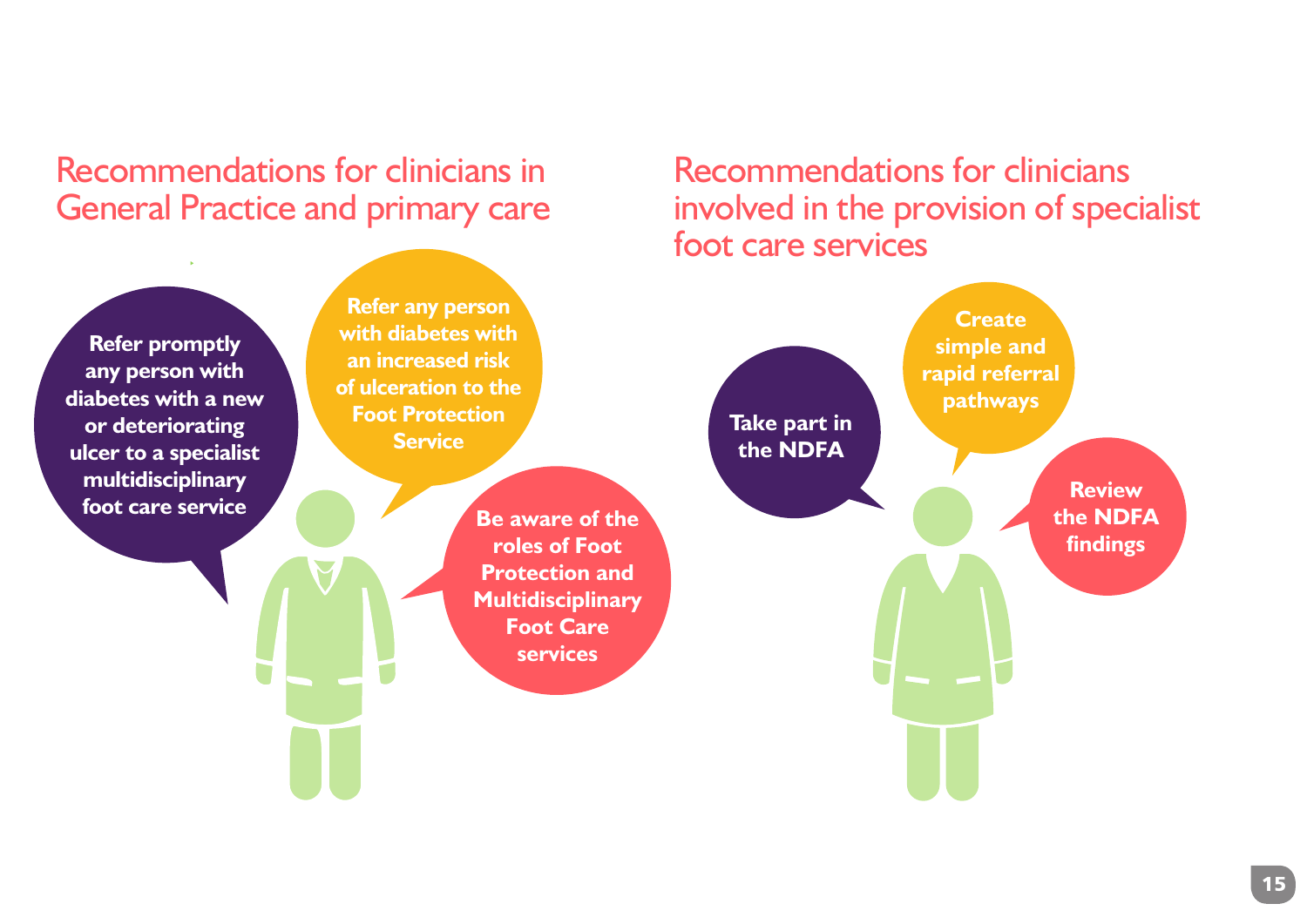## Recommendations for clinicians in General Practice and primary care

- **Refer promptly any person with diabetes with a new or deteriorating ulcer to a specialist multidisciplinary foot care service**
- **Refer any person with diabetes with an increased risk of ulceration to the Foot Protection Service**
- **Be aware of the roles of Foot Protection and Multidisciplinary Foot Care services**

## Recommendations for clinicians involved in the provision of specialist foot care services

- **Take part in the NDFA**
- **Create simple and rapid referral pathways**
- **Review the NDFA findings**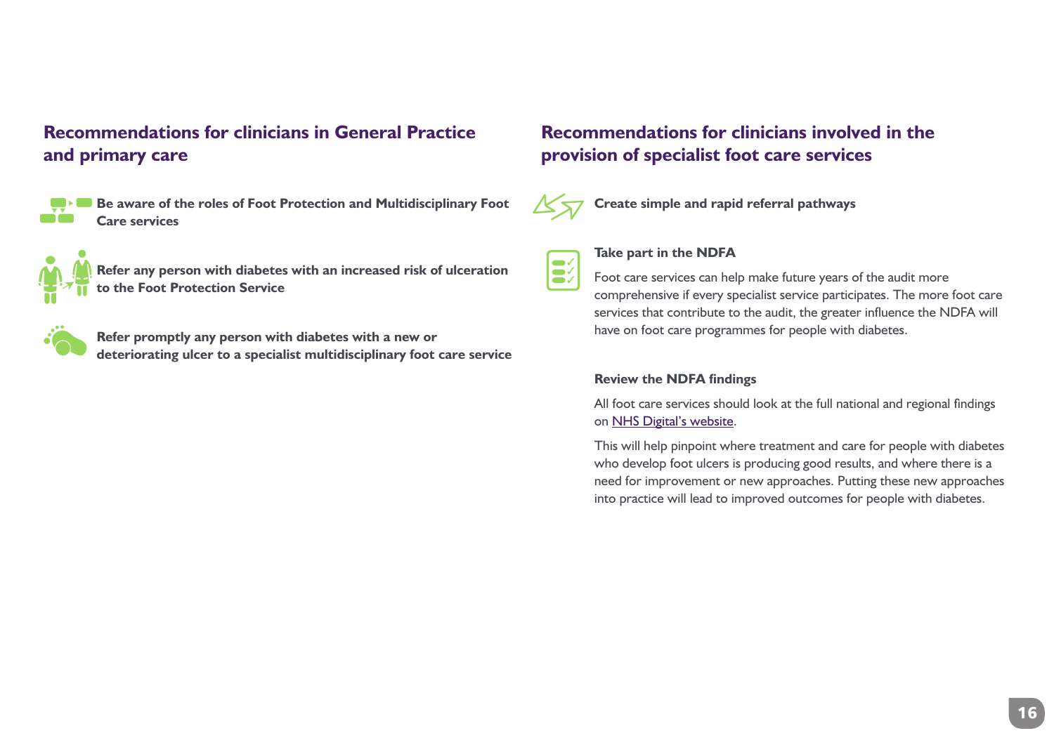## Recommendations for clinicians in General Practice and primary care

**Be aware of the roles of Foot Protection and Multidisciplinary Foot Care services**

**Refer any person with diabetes with an increased risk of ulceration to the Foot Protection Service**

**Refer promptly any person with diabetes with a new or deteriorating ulcer to a specialist multidisciplinary foot care service**

## Recommendations for clinicians involved in the provision of specialist foot care services

**Create simple and rapid referral pathways**

**Take part in the NDFA**

Foot care services can help make future years of the audit more comprehensive if every specialist service participates. The more foot care services that contribute to the audit, the greater influence the NDFA will have on foot care programmes for people with diabetes.

**Review the NDFA findings**

All foot care services should look at the full national and regional findings on NHS Digital's website.

This will help pinpoint where treatment and care for people with diabetes who develop foot ulcers is producing good results, and where there is a need for improvement or new approaches. Putting these new approaches into practice will lead to improved outcomes for people with diabetes.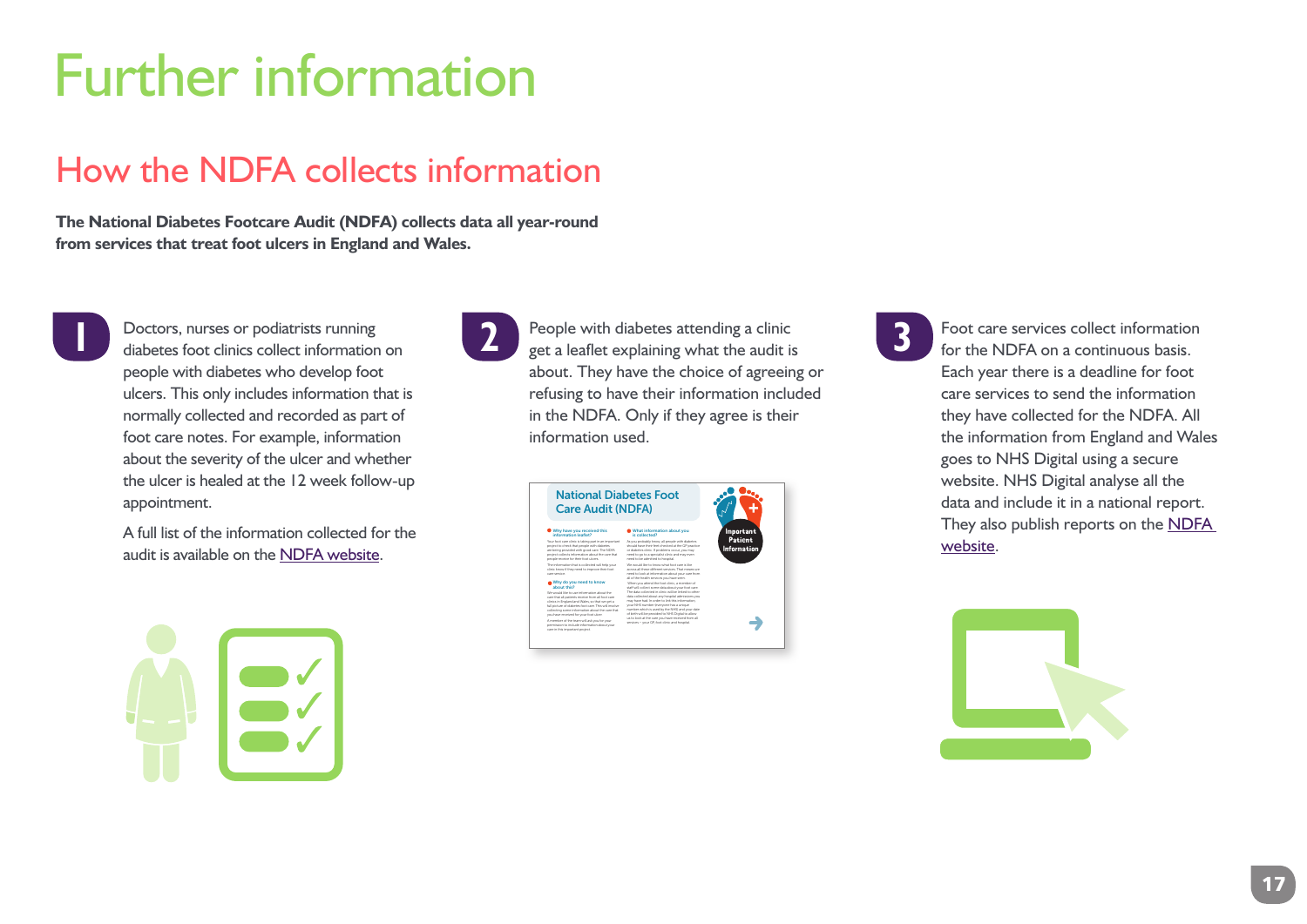# Further information

## How the NDFA collects information

**The National Diabetes Footcare Audit (NDFA) collects data all year-round from services that treat foot ulcers in England and Wales.**

1. Doctors, nurses or podiatrists running diabetes foot clinics collect information on people with diabetes who develop foot ulcers. This only includes information that is normally collected and recorded as part of foot care notes. For example, information about the severity of the ulcer and whether the ulcer is healed at the 12 week follow-up appointment.

   A full list of the information collected for the audit is available on the NDFA website.

2. People with diabetes attending a clinic get a leaflet explaining what the audit is about. They have the choice of agreeing or refusing to have their information included in the NDFA. Only if they agree is their information used.

3. Foot care services collect information for the NDFA on a continuous basis. Each year there is a deadline for foot care services to send the information they have collected for the NDFA. All the information from England and Wales goes to NHS Digital using a secure website. NHS Digital analyse all the data and include it in a national report. They also publish reports on the NDFA website.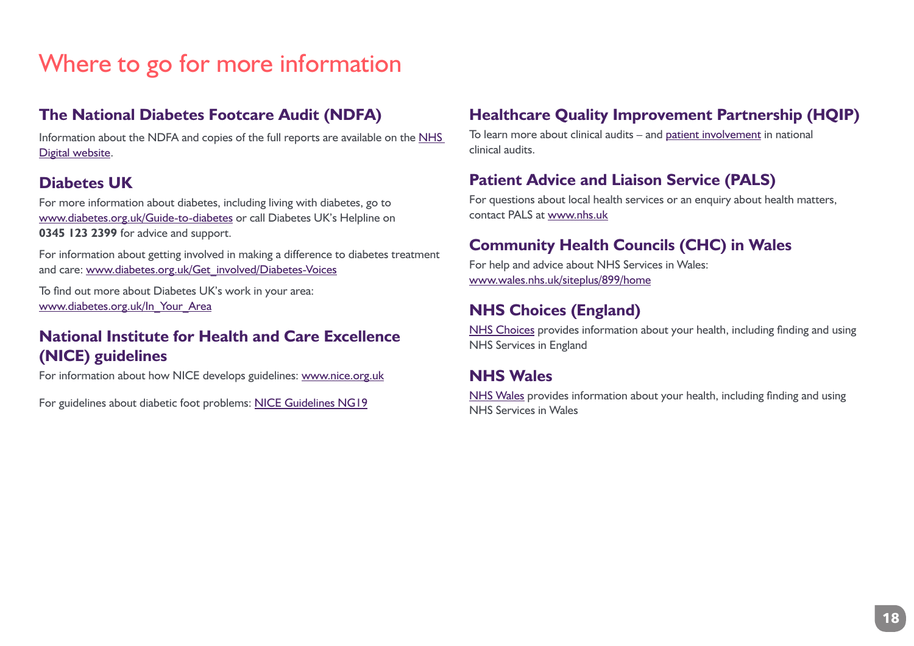# Where to go for more information

## The National Diabetes Footcare Audit (NDFA)

Information about the NDFA and copies of the full reports are available on the NHS Digital website.

## Diabetes UK

For more information about diabetes, including living with diabetes, go to www.diabetes.org.uk/Guide-to-diabetes or call Diabetes UK's Helpline on **0345 123 2399** for advice and support.

For information about getting involved in making a difference to diabetes treatment and care: www.diabetes.org.uk/Get_involved/Diabetes-Voices

To find out more about Diabetes UK's work in your area: www.diabetes.org.uk/In_Your_Area

## National Institute for Health and Care Excellence (NICE) guidelines

For information about how NICE develops guidelines: www.nice.org.uk

For guidelines about diabetic foot problems: NICE Guidelines NG19

## Healthcare Quality Improvement Partnership (HQIP)

To learn more about clinical audits – and patient involvement in national clinical audits.

## Patient Advice and Liaison Service (PALS)

For questions about local health services or an enquiry about health matters, contact PALS at www.nhs.uk

## Community Health Councils (CHC) in Wales

For help and advice about NHS Services in Wales: www.wales.nhs.uk/siteplus/899/home

## NHS Choices (England)

NHS Choices provides information about your health, including finding and using NHS Services in England

## NHS Wales

NHS Wales provides information about your health, including finding and using NHS Services in Wales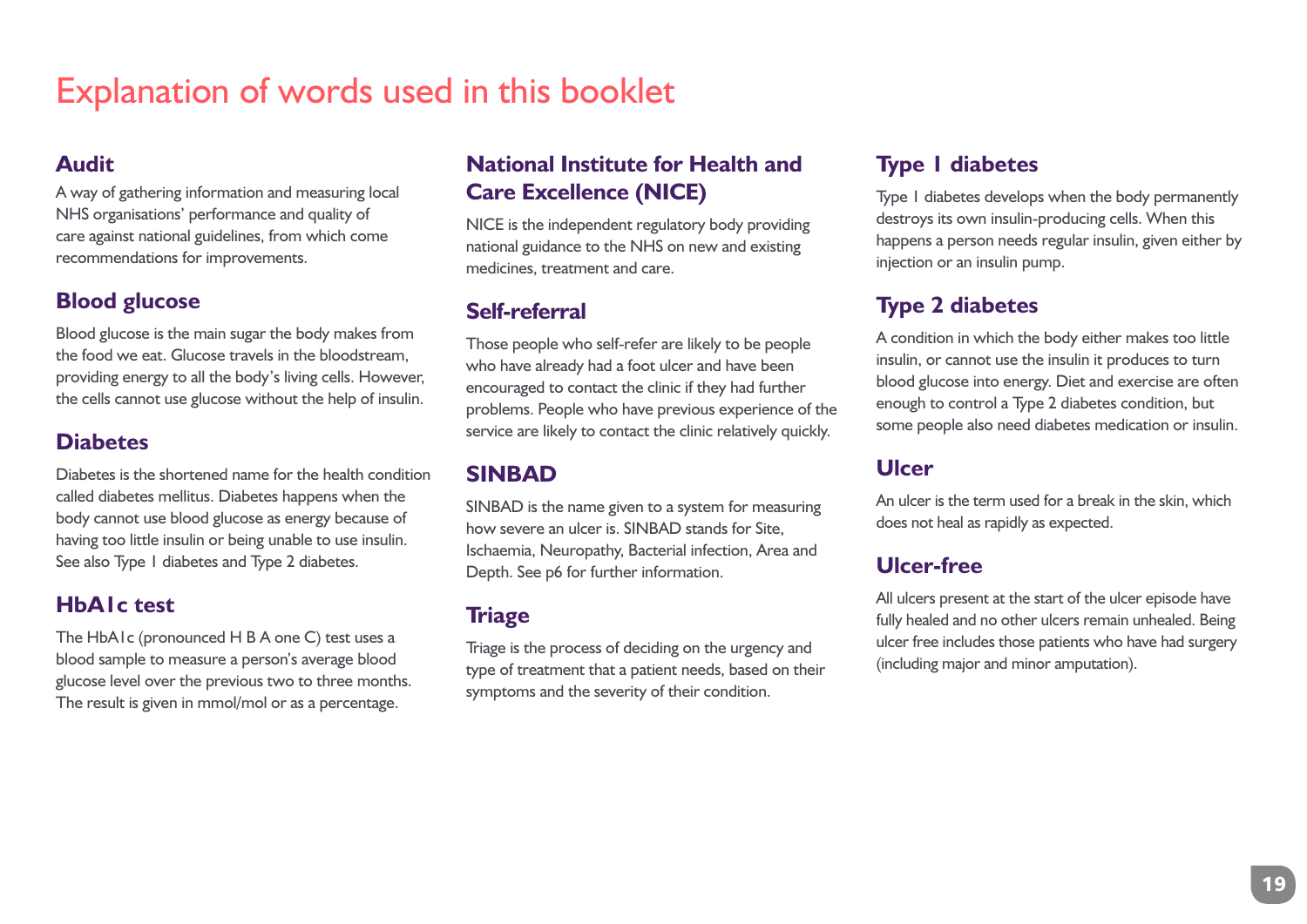# Explanation of words used in this booklet

### Audit

A way of gathering information and measuring local NHS organisations' performance and quality of care against national guidelines, from which come recommendations for improvements.

### Blood glucose

Blood glucose is the main sugar the body makes from the food we eat. Glucose travels in the bloodstream, providing energy to all the body's living cells. However, the cells cannot use glucose without the help of insulin.

### Diabetes

Diabetes is the shortened name for the health condition called diabetes mellitus. Diabetes happens when the body cannot use blood glucose as energy because of having too little insulin or being unable to use insulin. See also Type 1 diabetes and Type 2 diabetes.

### HbA1c test

The HbA1c (pronounced H B A one C) test uses a blood sample to measure a person's average blood glucose level over the previous two to three months. The result is given in mmol/mol or as a percentage.

### National Institute for Health and Care Excellence (NICE)

NICE is the independent regulatory body providing national guidance to the NHS on new and existing medicines, treatment and care.

### Self-referral

Those people who self-refer are likely to be people who have already had a foot ulcer and have been encouraged to contact the clinic if they had further problems. People who have previous experience of the service are likely to contact the clinic relatively quickly.

### SINBAD

SINBAD is the name given to a system for measuring how severe an ulcer is. SINBAD stands for Site, Ischaemia, Neuropathy, Bacterial infection, Area and Depth. See p6 for further information.

### Triage

Triage is the process of deciding on the urgency and type of treatment that a patient needs, based on their symptoms and the severity of their condition.

### Type 1 diabetes

Type 1 diabetes develops when the body permanently destroys its own insulin-producing cells. When this happens a person needs regular insulin, given either by injection or an insulin pump.

### Type 2 diabetes

A condition in which the body either makes too little insulin, or cannot use the insulin it produces to turn blood glucose into energy. Diet and exercise are often enough to control a Type 2 diabetes condition, but some people also need diabetes medication or insulin.

### Ulcer

An ulcer is the term used for a break in the skin, which does not heal as rapidly as expected.

### Ulcer-free

All ulcers present at the start of the ulcer episode have fully healed and no other ulcers remain unhealed. Being ulcer free includes those patients who have had surgery (including major and minor amputation).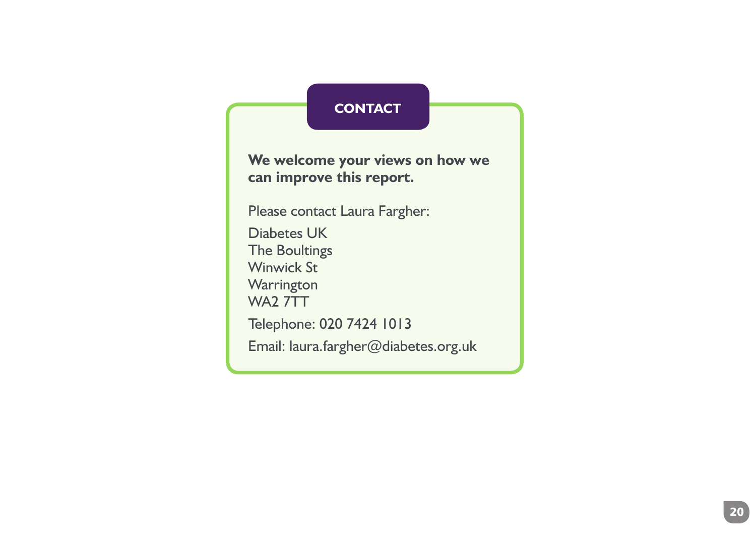## CONTACT

**We welcome your views on how we can improve this report.**

Please contact Laura Fargher:

Diabetes UK
The Boultings
Winwick St
Warrington
WA2 7TT

Telephone: 020 7424 1013

Email: laura.fargher@diabetes.org.uk